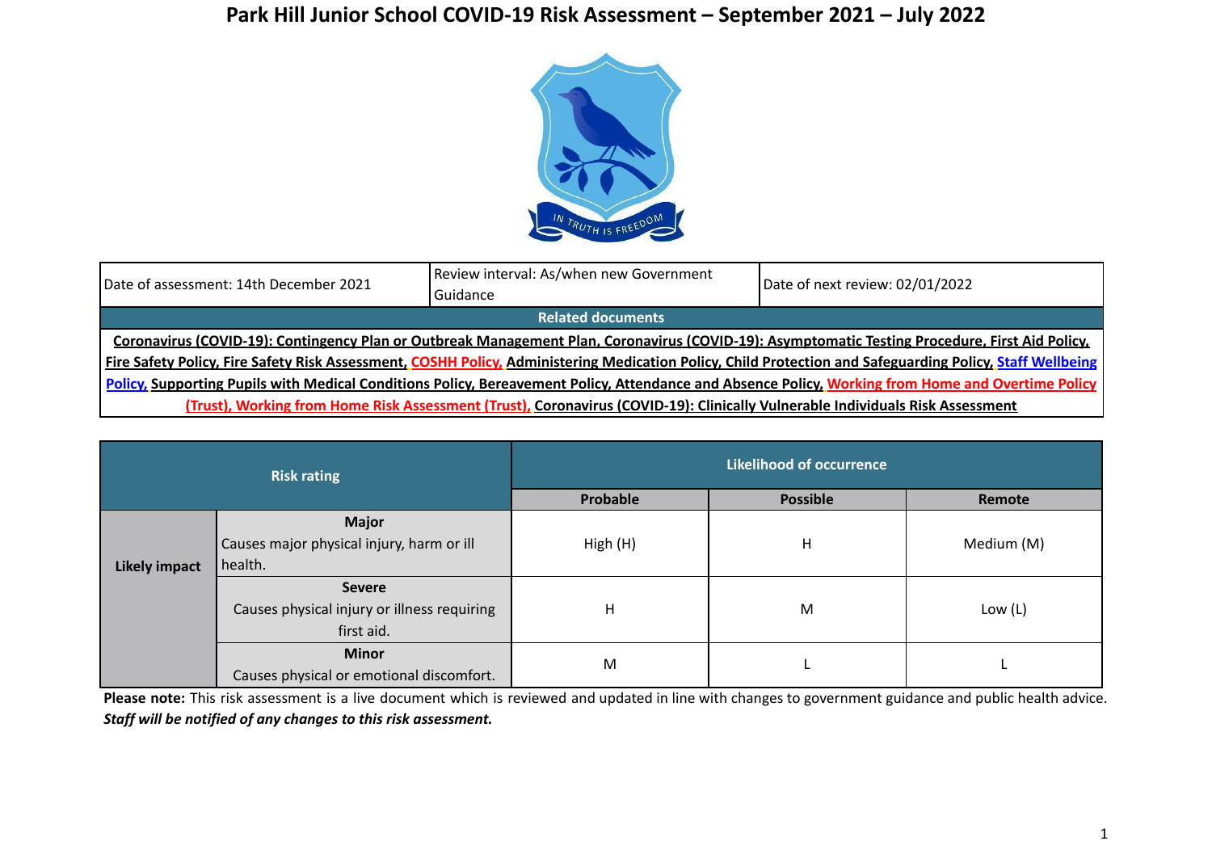# Park Hill Junior School COVID-19 Risk Assessment – September 2021 – July 2022

| Date of assessment: 14th December 2021 | Review interval: As/when new Government Guidance | Date of next review: 02/01/2022 |
|---|---|---|
| **Related documents** | | |
| **Coronavirus (COVID-19): Contingency Plan or Outbreak Management Plan, Coronavirus (COVID-19): Asymptomatic Testing Procedure, First Aid Policy, Fire Safety Policy, Fire Safety Risk Assessment, COSHH Policy, Administering Medication Policy, Child Protection and Safeguarding Policy, Staff Wellbeing Policy, Supporting Pupils with Medical Conditions Policy, Bereavement Policy, Attendance and Absence Policy, Working from Home and Overtime Policy (Trust), Working from Home Risk Assessment (Trust), Coronavirus (COVID-19): Clinically Vulnerable Individuals Risk Assessment** | | |

| **Risk rating** | | **Likelihood of occurrence** | | |
|---|---|---|---|---|
| | | **Probable** | **Possible** | **Remote** |
| **Likely impact** | **Major** Causes major physical injury, harm or ill health. | High (H) | H | Medium (M) |
| | **Severe** Causes physical injury or illness requiring first aid. | H | M | Low (L) |
| | **Minor** Causes physical or emotional discomfort. | M | L | L |

**Please note:** This risk assessment is a live document which is reviewed and updated in line with changes to government guidance and public health advice. ***Staff will be notified of any changes to this risk assessment.***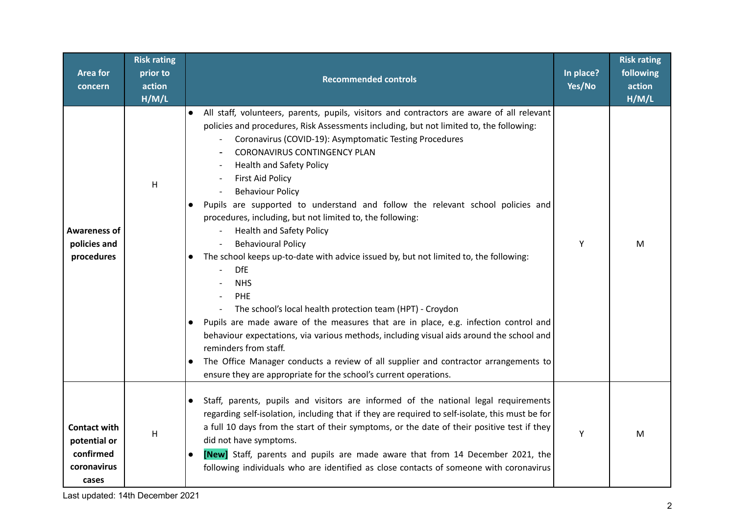| Area for concern | Risk rating prior to action H/M/L | Recommended controls | In place? Yes/No | Risk rating following action H/M/L |
|---|---|---|---|---|
| **Awareness of policies and procedures** | H | ● All staff, volunteers, parents, pupils, visitors and contractors are aware of all relevant policies and procedures, Risk Assessments including, but not limited to, the following:<br>- Coronavirus (COVID-19): Asymptomatic Testing Procedures<br>- CORONAVIRUS CONTINGENCY PLAN<br>- Health and Safety Policy<br>- First Aid Policy<br>- Behaviour Policy<br>● Pupils are supported to understand and follow the relevant school policies and procedures, including, but not limited to, the following:<br>- Health and Safety Policy<br>- Behavioural Policy<br>● The school keeps up-to-date with advice issued by, but not limited to, the following:<br>- DfE<br>- NHS<br>- PHE<br>- The school's local health protection team (HPT) - Croydon<br>● Pupils are made aware of the measures that are in place, e.g. infection control and behaviour expectations, via various methods, including visual aids around the school and reminders from staff.<br>● The Office Manager conducts a review of all supplier and contractor arrangements to ensure they are appropriate for the school's current operations. | Y | M |
| **Contact with potential or confirmed coronavirus cases** | H | ● Staff, parents, pupils and visitors are informed of the national legal requirements regarding self-isolation, including that if they are required to self-isolate, this must be for a full 10 days from the start of their symptoms, or the date of their positive test if they did not have symptoms.<br>● **[New]** Staff, parents and pupils are made aware that from 14 December 2021, the following individuals who are identified as close contacts of someone with coronavirus | Y | M |

Last updated: 14th December 2021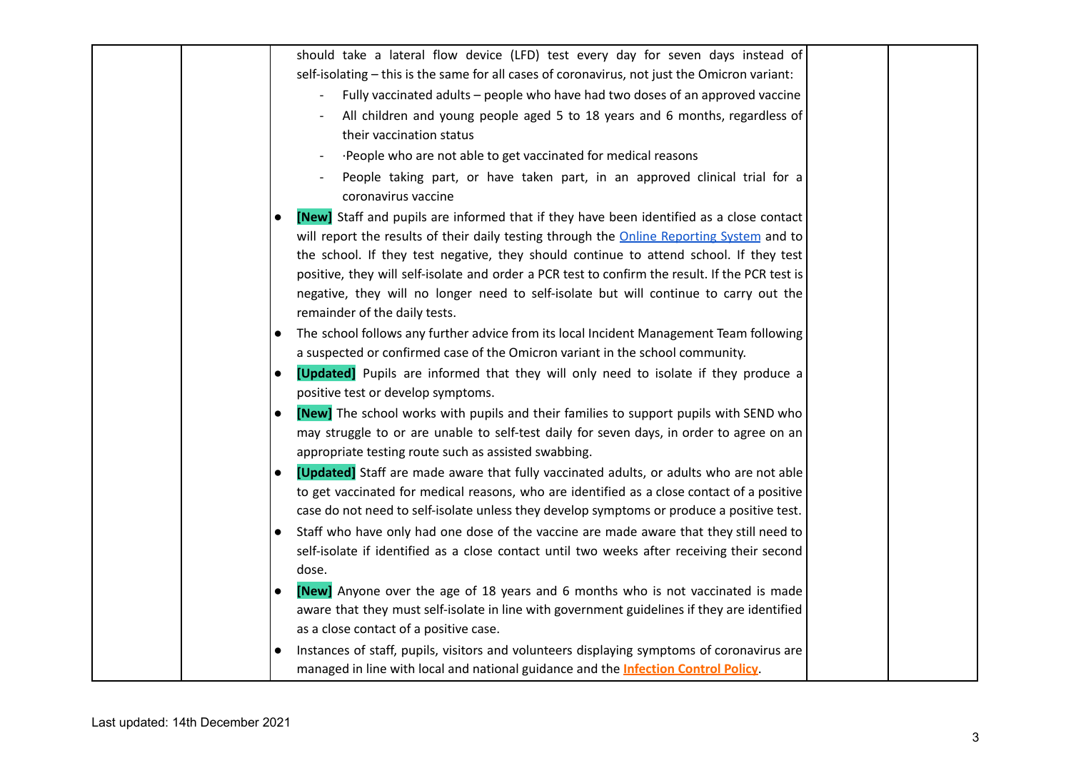| | | | | |
|---|---|---|---|---|
| | | should take a lateral flow device (LFD) test every day for seven days instead of self-isolating – this is the same for all cases of coronavirus, not just the Omicron variant:<br>- Fully vaccinated adults – people who have had two doses of an approved vaccine<br>- All children and young people aged 5 to 18 years and 6 months, regardless of their vaccination status<br>- ·People who are not able to get vaccinated for medical reasons<br>- People taking part, or have taken part, in an approved clinical trial for a coronavirus vaccine<br>● **[New]** Staff and pupils are informed that if they have been identified as a close contact will report the results of their daily testing through the Online Reporting System and to the school. If they test negative, they should continue to attend school. If they test positive, they will self-isolate and order a PCR test to confirm the result. If the PCR test is negative, they will no longer need to self-isolate but will continue to carry out the remainder of the daily tests.<br>● The school follows any further advice from its local Incident Management Team following a suspected or confirmed case of the Omicron variant in the school community.<br>● **[Updated]** Pupils are informed that they will only need to isolate if they produce a positive test or develop symptoms.<br>● **[New]** The school works with pupils and their families to support pupils with SEND who may struggle to or are unable to self-test daily for seven days, in order to agree on an appropriate testing route such as assisted swabbing.<br>● **[Updated]** Staff are made aware that fully vaccinated adults, or adults who are not able to get vaccinated for medical reasons, who are identified as a close contact of a positive case do not need to self-isolate unless they develop symptoms or produce a positive test.<br>● Staff who have only had one dose of the vaccine are made aware that they still need to self-isolate if identified as a close contact until two weeks after receiving their second dose.<br>● **[New]** Anyone over the age of 18 years and 6 months who is not vaccinated is made aware that they must self-isolate in line with government guidelines if they are identified as a close contact of a positive case.<br>● Instances of staff, pupils, visitors and volunteers displaying symptoms of coronavirus are managed in line with local and national guidance and the **Infection Control Policy**. | | |

Last updated: 14th December 2021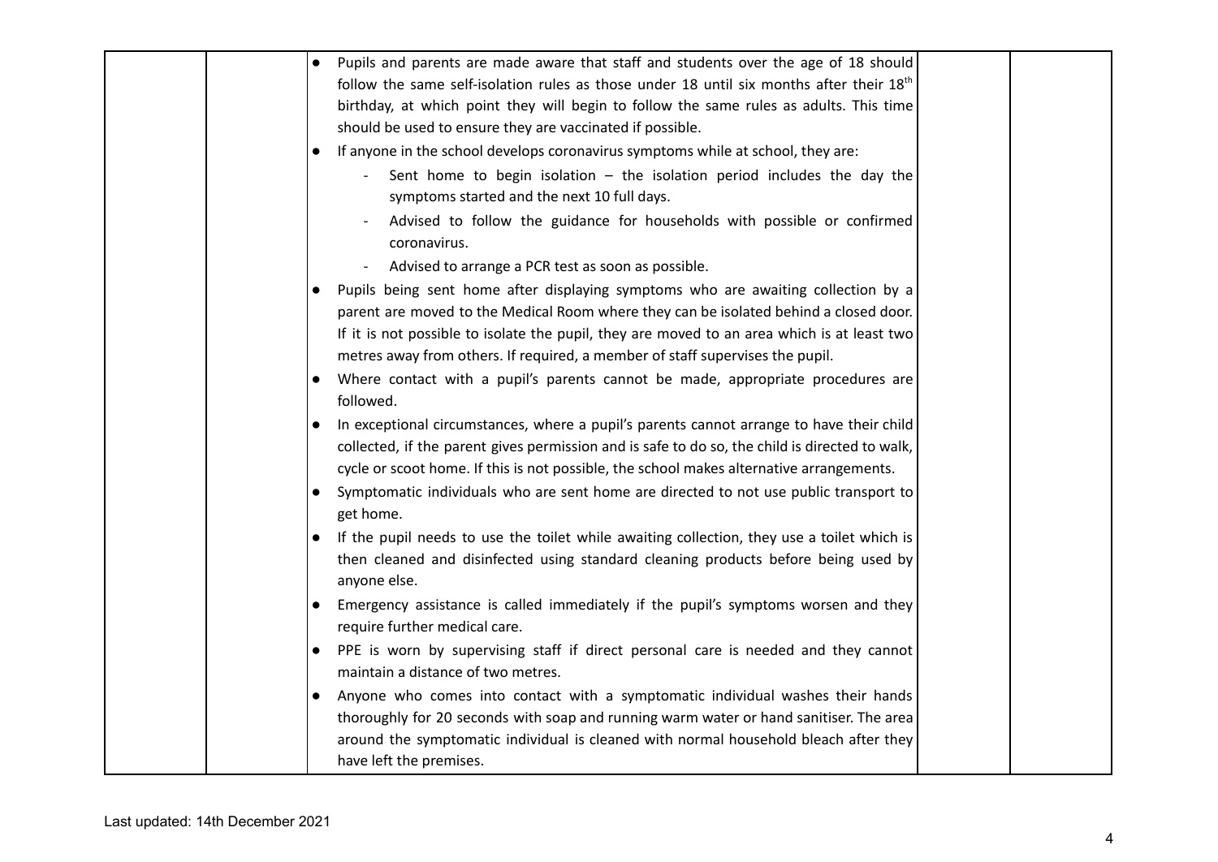| | | | | |
|---|---|---|---|---|
| | | • Pupils and parents are made aware that staff and students over the age of 18 should follow the same self-isolation rules as those under 18 until six months after their 18th birthday, at which point they will begin to follow the same rules as adults. This time should be used to ensure they are vaccinated if possible.<br>• If anyone in the school develops coronavirus symptoms while at school, they are:<br>&nbsp;&nbsp;- Sent home to begin isolation – the isolation period includes the day the symptoms started and the next 10 full days.<br>&nbsp;&nbsp;- Advised to follow the guidance for households with possible or confirmed coronavirus.<br>&nbsp;&nbsp;- Advised to arrange a PCR test as soon as possible.<br>• Pupils being sent home after displaying symptoms who are awaiting collection by a parent are moved to the Medical Room where they can be isolated behind a closed door. If it is not possible to isolate the pupil, they are moved to an area which is at least two metres away from others. If required, a member of staff supervises the pupil.<br>• Where contact with a pupil's parents cannot be made, appropriate procedures are followed.<br>• In exceptional circumstances, where a pupil's parents cannot arrange to have their child collected, if the parent gives permission and is safe to do so, the child is directed to walk, cycle or scoot home. If this is not possible, the school makes alternative arrangements.<br>• Symptomatic individuals who are sent home are directed to not use public transport to get home.<br>• If the pupil needs to use the toilet while awaiting collection, they use a toilet which is then cleaned and disinfected using standard cleaning products before being used by anyone else.<br>• Emergency assistance is called immediately if the pupil's symptoms worsen and they require further medical care.<br>• PPE is worn by supervising staff if direct personal care is needed and they cannot maintain a distance of two metres.<br>• Anyone who comes into contact with a symptomatic individual washes their hands thoroughly for 20 seconds with soap and running warm water or hand sanitiser. The area around the symptomatic individual is cleaned with normal household bleach after they have left the premises. | | |

Last updated: 14th December 2021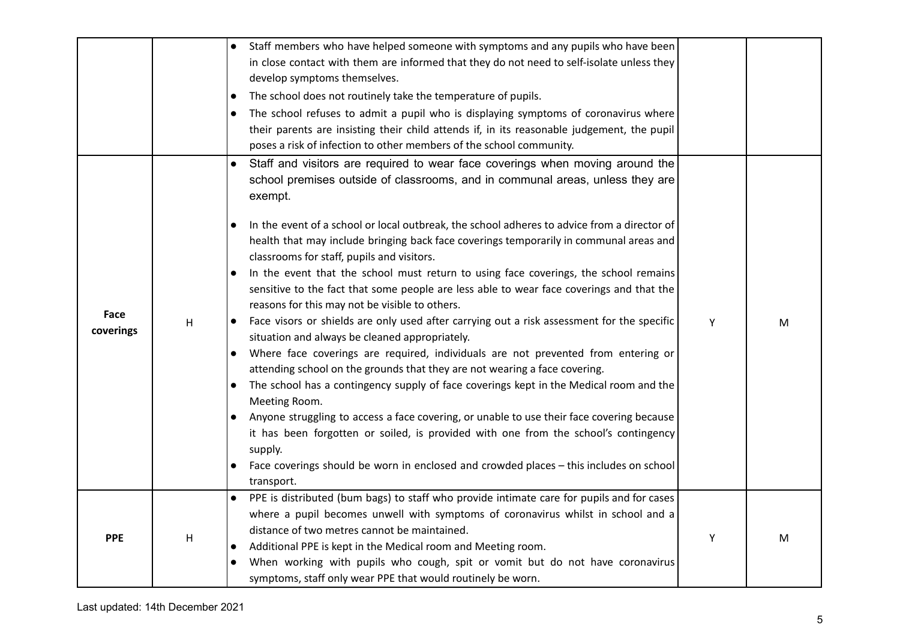| | | | | |
|---|---|---|---|---|
| | | • Staff members who have helped someone with symptoms and any pupils who have been in close contact with them are informed that they do not need to self-isolate unless they develop symptoms themselves.<br>• The school does not routinely take the temperature of pupils.<br>• The school refuses to admit a pupil who is displaying symptoms of coronavirus where their parents are insisting their child attends if, in its reasonable judgement, the pupil poses a risk of infection to other members of the school community. | | |
| **Face coverings** | H | • Staff and visitors are required to wear face coverings when moving around the school premises outside of classrooms, and in communal areas, unless they are exempt.<br>• In the event of a school or local outbreak, the school adheres to advice from a director of health that may include bringing back face coverings temporarily in communal areas and classrooms for staff, pupils and visitors.<br>• In the event that the school must return to using face coverings, the school remains sensitive to the fact that some people are less able to wear face coverings and that the reasons for this may not be visible to others.<br>• Face visors or shields are only used after carrying out a risk assessment for the specific situation and always be cleaned appropriately.<br>• Where face coverings are required, individuals are not prevented from entering or attending school on the grounds that they are not wearing a face covering.<br>• The school has a contingency supply of face coverings kept in the Medical room and the Meeting Room.<br>• Anyone struggling to access a face covering, or unable to use their face covering because it has been forgotten or soiled, is provided with one from the school's contingency supply.<br>• Face coverings should be worn in enclosed and crowded places – this includes on school transport. | Y | M |
| **PPE** | H | • PPE is distributed (bum bags) to staff who provide intimate care for pupils and for cases where a pupil becomes unwell with symptoms of coronavirus whilst in school and a distance of two metres cannot be maintained.<br>• Additional PPE is kept in the Medical room and Meeting room.<br>• When working with pupils who cough, spit or vomit but do not have coronavirus symptoms, staff only wear PPE that would routinely be worn. | Y | M |

Last updated: 14th December 2021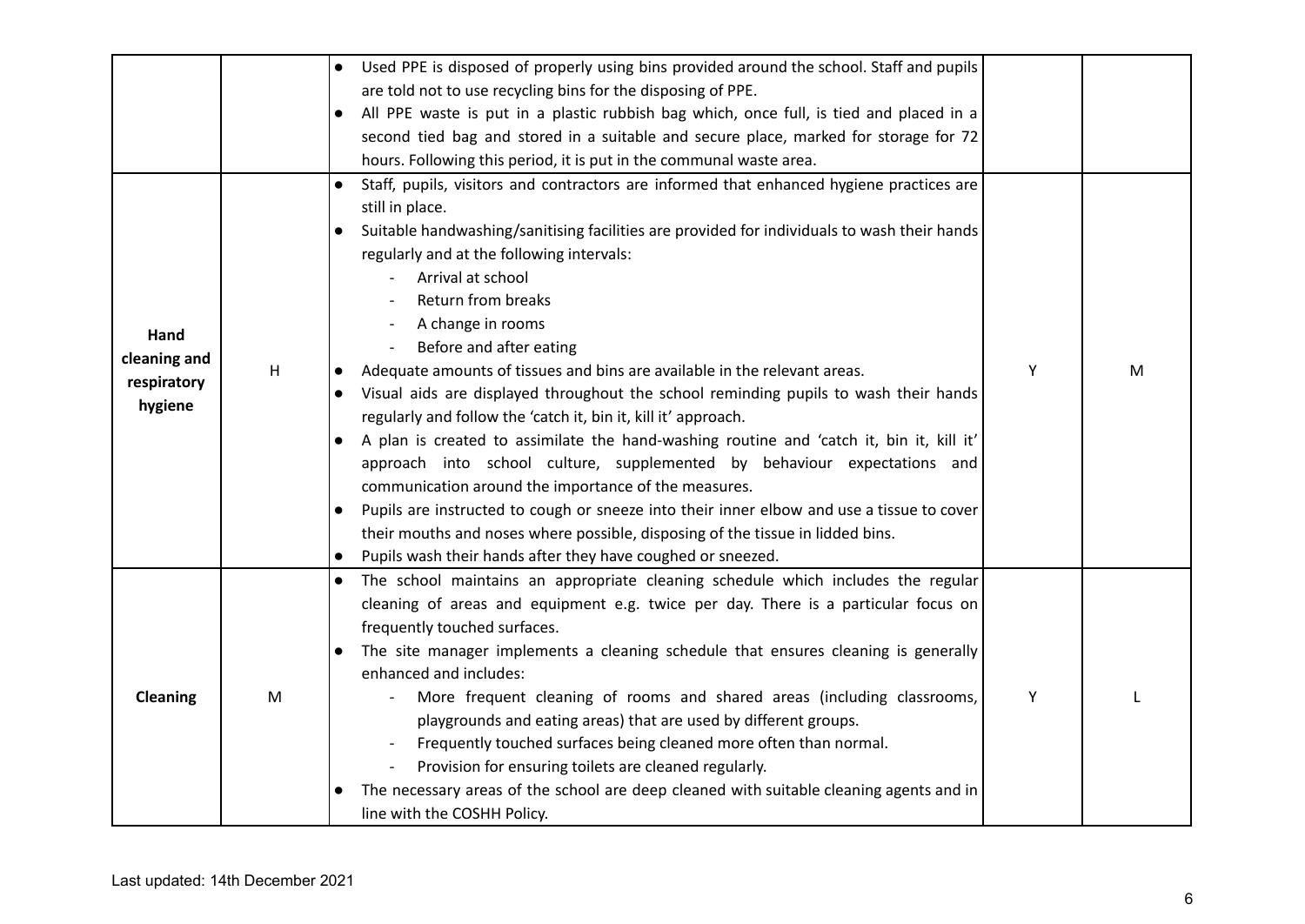| | | | | |
|---|---|---|---|---|
| | | • Used PPE is disposed of properly using bins provided around the school. Staff and pupils are told not to use recycling bins for the disposing of PPE.<br>• All PPE waste is put in a plastic rubbish bag which, once full, is tied and placed in a second tied bag and stored in a suitable and secure place, marked for storage for 72 hours. Following this period, it is put in the communal waste area. | | |
| **Hand cleaning and respiratory hygiene** | H | • Staff, pupils, visitors and contractors are informed that enhanced hygiene practices are still in place.<br>• Suitable handwashing/sanitising facilities are provided for individuals to wash their hands regularly and at the following intervals:<br>- Arrival at school<br>- Return from breaks<br>- A change in rooms<br>- Before and after eating<br>• Adequate amounts of tissues and bins are available in the relevant areas.<br>• Visual aids are displayed throughout the school reminding pupils to wash their hands regularly and follow the 'catch it, bin it, kill it' approach.<br>• A plan is created to assimilate the hand-washing routine and 'catch it, bin it, kill it' approach into school culture, supplemented by behaviour expectations and communication around the importance of the measures.<br>• Pupils are instructed to cough or sneeze into their inner elbow and use a tissue to cover their mouths and noses where possible, disposing of the tissue in lidded bins.<br>• Pupils wash their hands after they have coughed or sneezed. | Y | M |
| **Cleaning** | M | • The school maintains an appropriate cleaning schedule which includes the regular cleaning of areas and equipment e.g. twice per day. There is a particular focus on frequently touched surfaces.<br>• The site manager implements a cleaning schedule that ensures cleaning is generally enhanced and includes:<br>- More frequent cleaning of rooms and shared areas (including classrooms, playgrounds and eating areas) that are used by different groups.<br>- Frequently touched surfaces being cleaned more often than normal.<br>- Provision for ensuring toilets are cleaned regularly.<br>• The necessary areas of the school are deep cleaned with suitable cleaning agents and in line with the COSHH Policy. | Y | L |

Last updated: 14th December 2021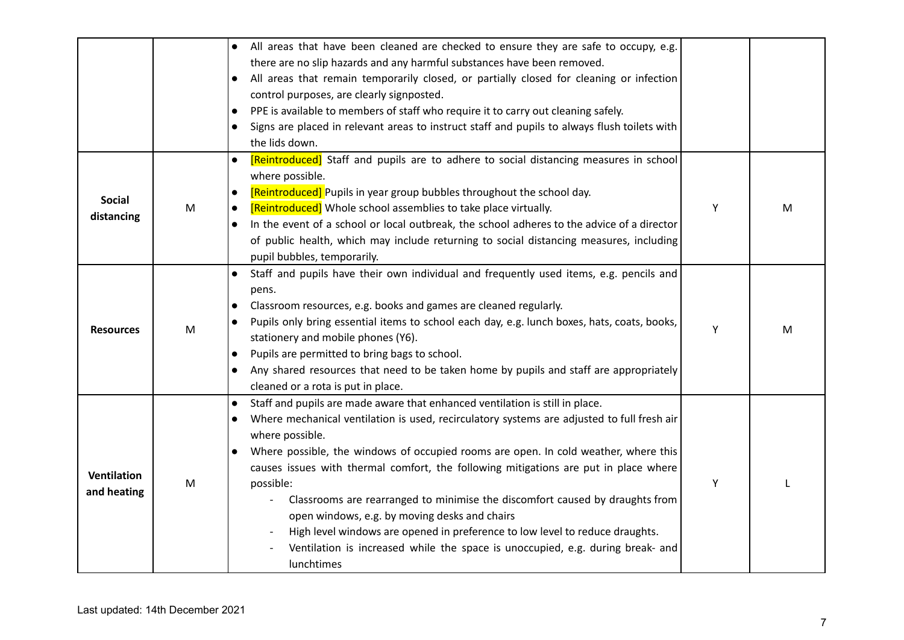| | | | | |
|---|---|---|---|---|
| | | • All areas that have been cleaned are checked to ensure they are safe to occupy, e.g. there are no slip hazards and any harmful substances have been removed.<br>• All areas that remain temporarily closed, or partially closed for cleaning or infection control purposes, are clearly signposted.<br>• PPE is available to members of staff who require it to carry out cleaning safely.<br>• Signs are placed in relevant areas to instruct staff and pupils to always flush toilets with the lids down. | | |
| **Social distancing** | M | • [Reintroduced] Staff and pupils are to adhere to social distancing measures in school where possible.<br>• [Reintroduced] Pupils in year group bubbles throughout the school day.<br>• [Reintroduced] Whole school assemblies to take place virtually.<br>• In the event of a school or local outbreak, the school adheres to the advice of a director of public health, which may include returning to social distancing measures, including pupil bubbles, temporarily. | Y | M |
| **Resources** | M | • Staff and pupils have their own individual and frequently used items, e.g. pencils and pens.<br>• Classroom resources, e.g. books and games are cleaned regularly.<br>• Pupils only bring essential items to school each day, e.g. lunch boxes, hats, coats, books, stationery and mobile phones (Y6).<br>• Pupils are permitted to bring bags to school.<br>• Any shared resources that need to be taken home by pupils and staff are appropriately cleaned or a rota is put in place. | Y | M |
| **Ventilation and heating** | M | • Staff and pupils are made aware that enhanced ventilation is still in place.<br>• Where mechanical ventilation is used, recirculatory systems are adjusted to full fresh air where possible.<br>• Where possible, the windows of occupied rooms are open. In cold weather, where this causes issues with thermal comfort, the following mitigations are put in place where possible:<br>&nbsp;&nbsp;- Classrooms are rearranged to minimise the discomfort caused by draughts from open windows, e.g. by moving desks and chairs<br>&nbsp;&nbsp;- High level windows are opened in preference to low level to reduce draughts.<br>&nbsp;&nbsp;- Ventilation is increased while the space is unoccupied, e.g. during break- and lunchtimes | Y | L |

Last updated: 14th December 2021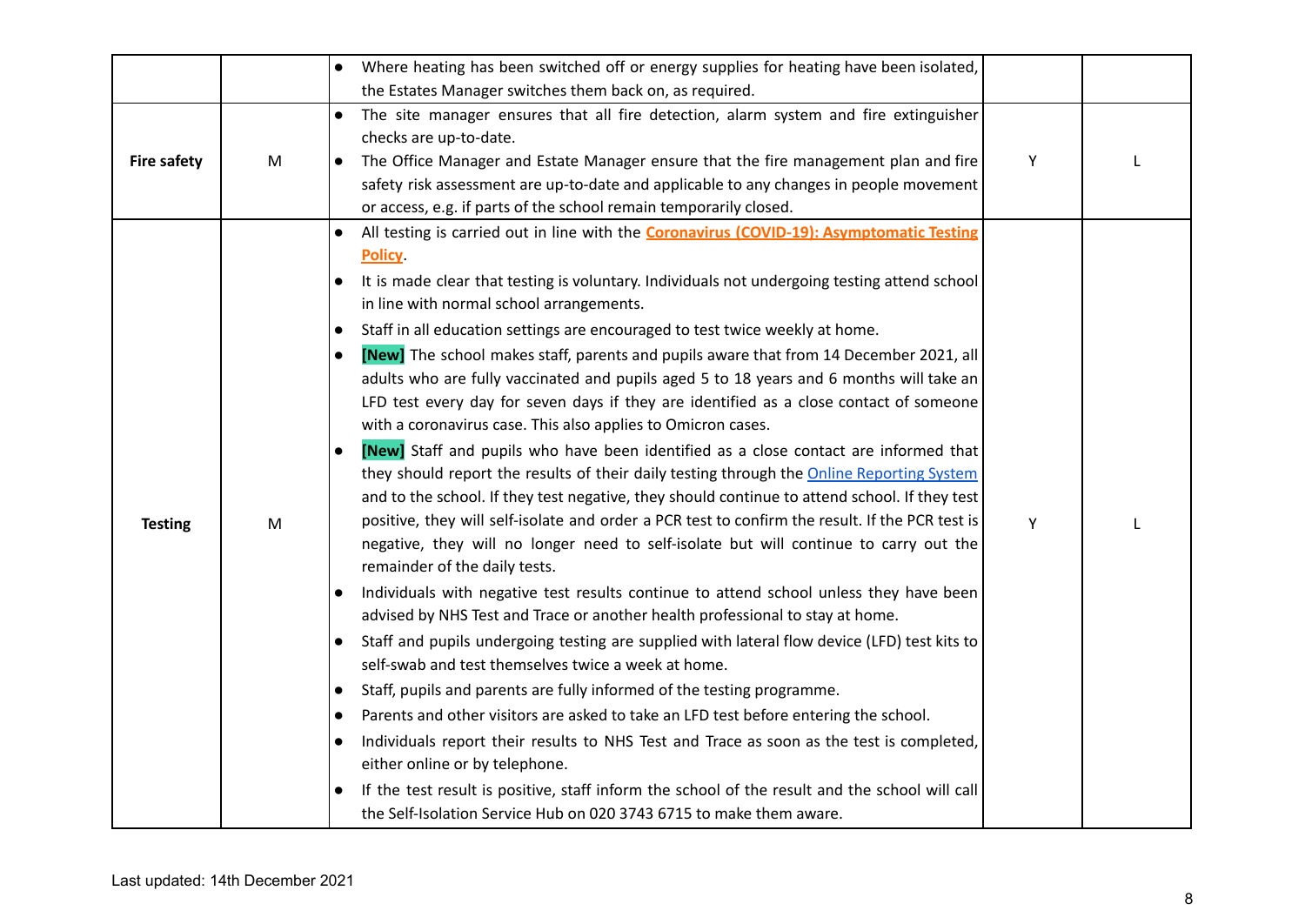| | | | | |
|---|---|---|---|---|
| | | • Where heating has been switched off or energy supplies for heating have been isolated, the Estates Manager switches them back on, as required. | | |
| **Fire safety** | M | • The site manager ensures that all fire detection, alarm system and fire extinguisher checks are up-to-date.<br>• The Office Manager and Estate Manager ensure that the fire management plan and fire safety risk assessment are up-to-date and applicable to any changes in people movement or access, e.g. if parts of the school remain temporarily closed. | Y | L |
| **Testing** | M | • All testing is carried out in line with the **Coronavirus (COVID-19): Asymptomatic Testing Policy**.<br>• It is made clear that testing is voluntary. Individuals not undergoing testing attend school in line with normal school arrangements.<br>• Staff in all education settings are encouraged to test twice weekly at home.<br>• **[New]** The school makes staff, parents and pupils aware that from 14 December 2021, all adults who are fully vaccinated and pupils aged 5 to 18 years and 6 months will take an LFD test every day for seven days if they are identified as a close contact of someone with a coronavirus case. This also applies to Omicron cases.<br>• **[New]** Staff and pupils who have been identified as a close contact are informed that they should report the results of their daily testing through the Online Reporting System and to the school. If they test negative, they should continue to attend school. If they test positive, they will self-isolate and order a PCR test to confirm the result. If the PCR test is negative, they will no longer need to self-isolate but will continue to carry out the remainder of the daily tests.<br>• Individuals with negative test results continue to attend school unless they have been advised by NHS Test and Trace or another health professional to stay at home.<br>• Staff and pupils undergoing testing are supplied with lateral flow device (LFD) test kits to self-swab and test themselves twice a week at home.<br>• Staff, pupils and parents are fully informed of the testing programme.<br>• Parents and other visitors are asked to take an LFD test before entering the school.<br>• Individuals report their results to NHS Test and Trace as soon as the test is completed, either online or by telephone.<br>• If the test result is positive, staff inform the school of the result and the school will call the Self-Isolation Service Hub on 020 3743 6715 to make them aware. | Y | L |

Last updated: 14th December 2021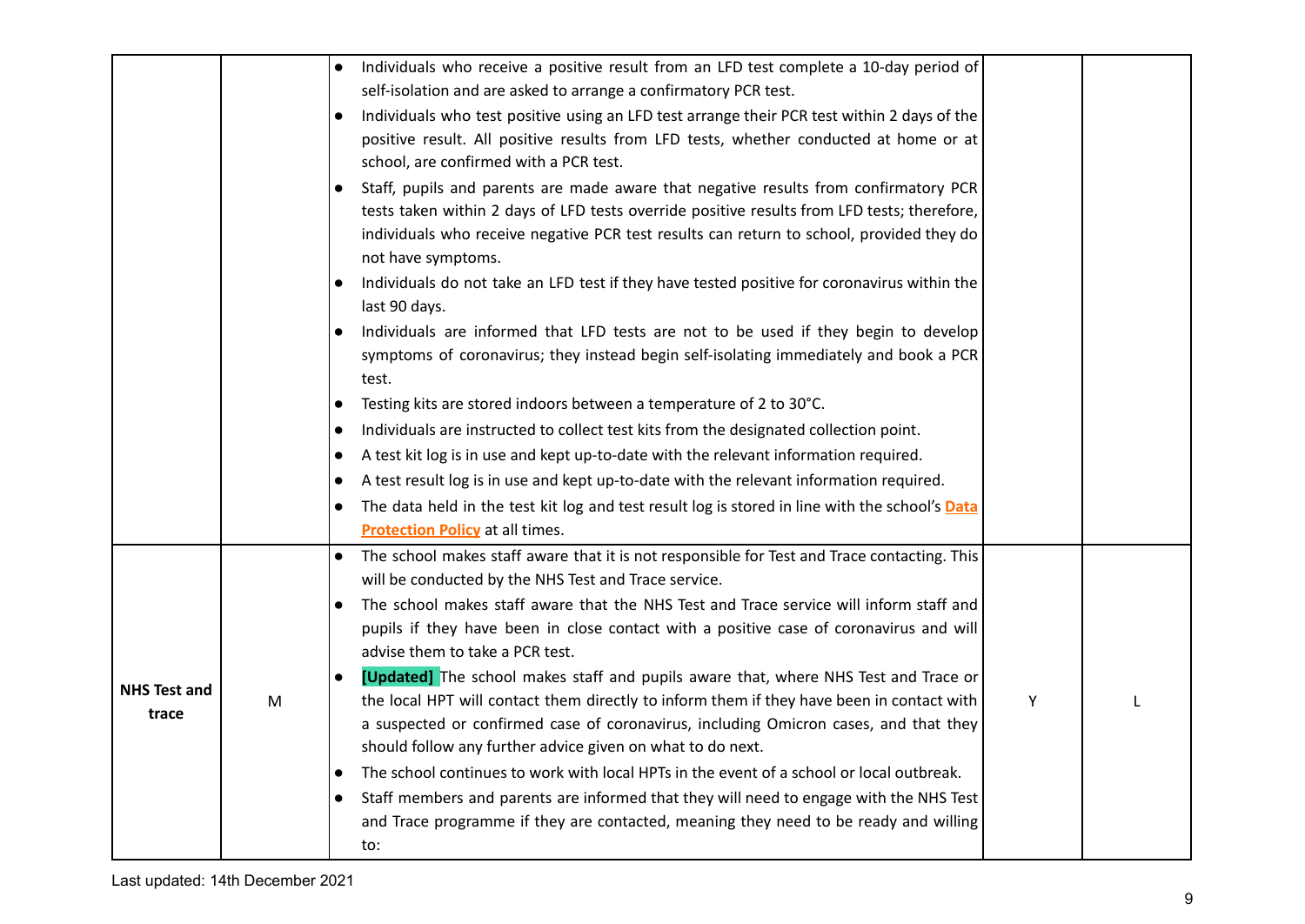| | | | | |
|---|---|---|---|---|
| | | • Individuals who receive a positive result from an LFD test complete a 10-day period of self-isolation and are asked to arrange a confirmatory PCR test.<br>• Individuals who test positive using an LFD test arrange their PCR test within 2 days of the positive result. All positive results from LFD tests, whether conducted at home or at school, are confirmed with a PCR test.<br>• Staff, pupils and parents are made aware that negative results from confirmatory PCR tests taken within 2 days of LFD tests override positive results from LFD tests; therefore, individuals who receive negative PCR test results can return to school, provided they do not have symptoms.<br>• Individuals do not take an LFD test if they have tested positive for coronavirus within the last 90 days.<br>• Individuals are informed that LFD tests are not to be used if they begin to develop symptoms of coronavirus; they instead begin self-isolating immediately and book a PCR test.<br>• Testing kits are stored indoors between a temperature of 2 to 30°C.<br>• Individuals are instructed to collect test kits from the designated collection point.<br>• A test kit log is in use and kept up-to-date with the relevant information required.<br>• A test result log is in use and kept up-to-date with the relevant information required.<br>• The data held in the test kit log and test result log is stored in line with the school's **Data Protection Policy** at all times. | | |
| **NHS Test and trace** | M | • The school makes staff aware that it is not responsible for Test and Trace contacting. This will be conducted by the NHS Test and Trace service.<br>• The school makes staff aware that the NHS Test and Trace service will inform staff and pupils if they have been in close contact with a positive case of coronavirus and will advise them to take a PCR test.<br>• **[Updated]** The school makes staff and pupils aware that, where NHS Test and Trace or the local HPT will contact them directly to inform them if they have been in contact with a suspected or confirmed case of coronavirus, including Omicron cases, and that they should follow any further advice given on what to do next.<br>• The school continues to work with local HPTs in the event of a school or local outbreak.<br>• Staff members and parents are informed that they will need to engage with the NHS Test and Trace programme if they are contacted, meaning they need to be ready and willing to: | Y | L |

Last updated: 14th December 2021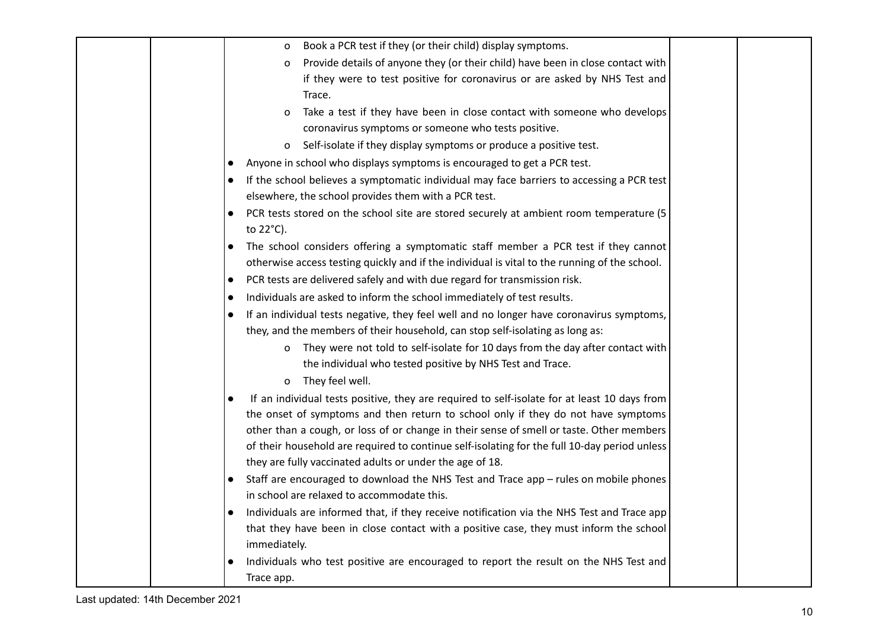| | | | | |
|---|---|---|---|---|
| | | o Book a PCR test if they (or their child) display symptoms.<br>o Provide details of anyone they (or their child) have been in close contact with if they were to test positive for coronavirus or are asked by NHS Test and Trace.<br>o Take a test if they have been in close contact with someone who develops coronavirus symptoms or someone who tests positive.<br>o Self-isolate if they display symptoms or produce a positive test.<br>● Anyone in school who displays symptoms is encouraged to get a PCR test.<br>● If the school believes a symptomatic individual may face barriers to accessing a PCR test elsewhere, the school provides them with a PCR test.<br>● PCR tests stored on the school site are stored securely at ambient room temperature (5 to 22°C).<br>● The school considers offering a symptomatic staff member a PCR test if they cannot otherwise access testing quickly and if the individual is vital to the running of the school.<br>● PCR tests are delivered safely and with due regard for transmission risk.<br>● Individuals are asked to inform the school immediately of test results.<br>● If an individual tests negative, they feel well and no longer have coronavirus symptoms, they, and the members of their household, can stop self-isolating as long as:<br>o They were not told to self-isolate for 10 days from the day after contact with the individual who tested positive by NHS Test and Trace.<br>o They feel well.<br>● If an individual tests positive, they are required to self-isolate for at least 10 days from the onset of symptoms and then return to school only if they do not have symptoms other than a cough, or loss of or change in their sense of smell or taste. Other members of their household are required to continue self-isolating for the full 10-day period unless they are fully vaccinated adults or under the age of 18.<br>● Staff are encouraged to download the NHS Test and Trace app – rules on mobile phones in school are relaxed to accommodate this.<br>● Individuals are informed that, if they receive notification via the NHS Test and Trace app that they have been in close contact with a positive case, they must inform the school immediately.<br>● Individuals who test positive are encouraged to report the result on the NHS Test and Trace app. | | |

Last updated: 14th December 2021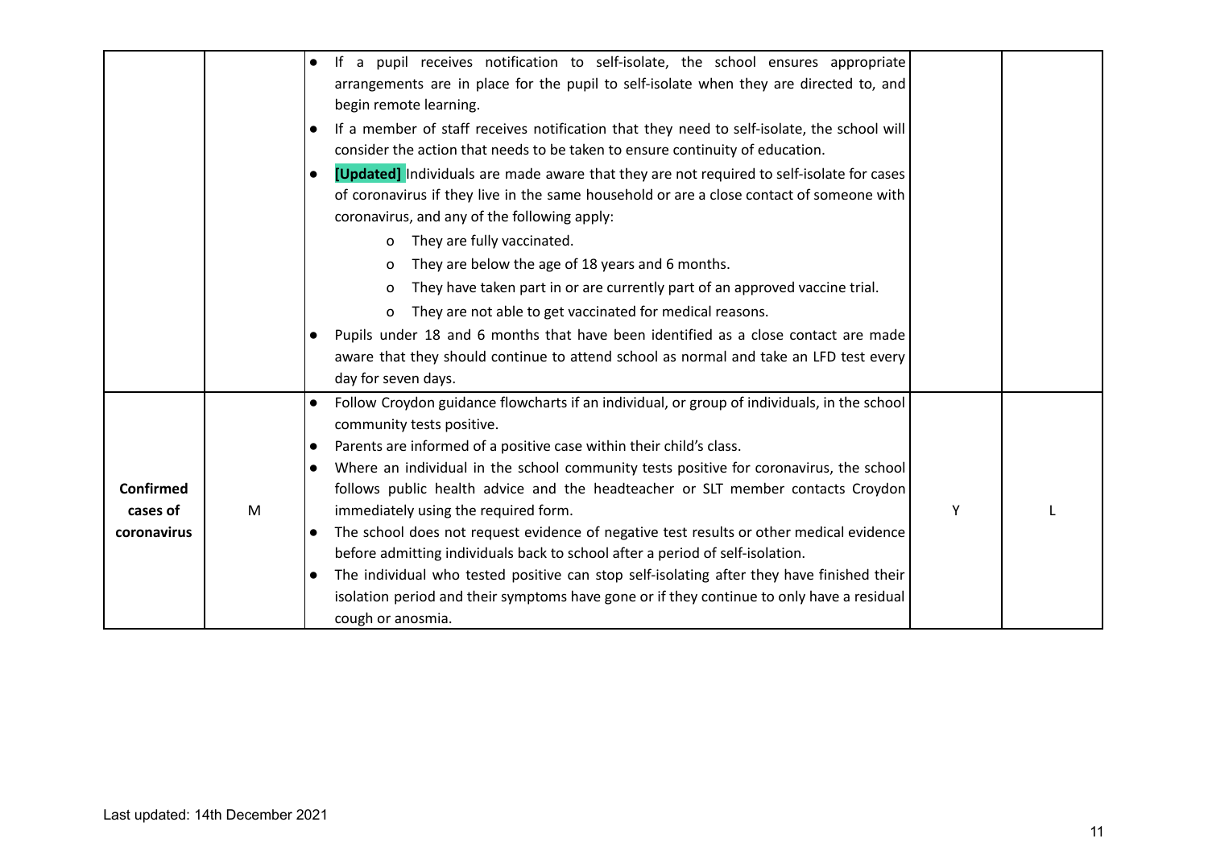| | | | | |
|---|---|---|---|---|
| | | • If a pupil receives notification to self-isolate, the school ensures appropriate arrangements are in place for the pupil to self-isolate when they are directed to, and begin remote learning.<br>• If a member of staff receives notification that they need to self-isolate, the school will consider the action that needs to be taken to ensure continuity of education.<br>• **[Updated]** Individuals are made aware that they are not required to self-isolate for cases of coronavirus if they live in the same household or are a close contact of someone with coronavirus, and any of the following apply:<br>  o They are fully vaccinated.<br>  o They are below the age of 18 years and 6 months.<br>  o They have taken part in or are currently part of an approved vaccine trial.<br>  o They are not able to get vaccinated for medical reasons.<br>• Pupils under 18 and 6 months that have been identified as a close contact are made aware that they should continue to attend school as normal and take an LFD test every day for seven days. | | |
| **Confirmed cases of coronavirus** | M | • Follow Croydon guidance flowcharts if an individual, or group of individuals, in the school community tests positive.<br>• Parents are informed of a positive case within their child's class.<br>• Where an individual in the school community tests positive for coronavirus, the school follows public health advice and the headteacher or SLT member contacts Croydon immediately using the required form.<br>• The school does not request evidence of negative test results or other medical evidence before admitting individuals back to school after a period of self-isolation.<br>• The individual who tested positive can stop self-isolating after they have finished their isolation period and their symptoms have gone or if they continue to only have a residual cough or anosmia. | Y | L |

Last updated: 14th December 2021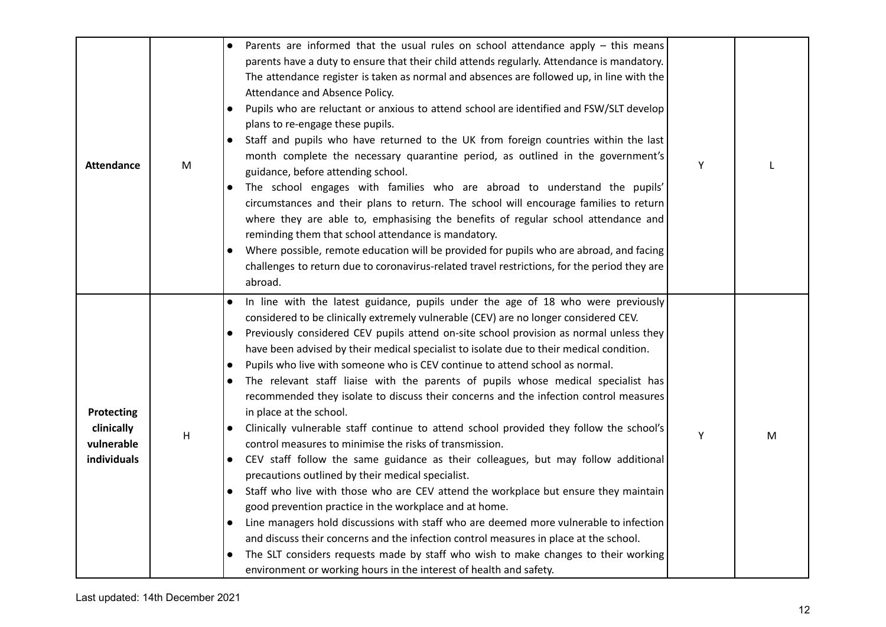| | | | | |
|---|---|---|---|---|
| **Attendance** | M | • Parents are informed that the usual rules on school attendance apply – this means parents have a duty to ensure that their child attends regularly. Attendance is mandatory. The attendance register is taken as normal and absences are followed up, in line with the Attendance and Absence Policy.<br>• Pupils who are reluctant or anxious to attend school are identified and FSW/SLT develop plans to re-engage these pupils.<br>• Staff and pupils who have returned to the UK from foreign countries within the last month complete the necessary quarantine period, as outlined in the government's guidance, before attending school.<br>• The school engages with families who are abroad to understand the pupils' circumstances and their plans to return. The school will encourage families to return where they are able to, emphasising the benefits of regular school attendance and reminding them that school attendance is mandatory.<br>• Where possible, remote education will be provided for pupils who are abroad, and facing challenges to return due to coronavirus-related travel restrictions, for the period they are abroad. | Y | L |
| **Protecting clinically vulnerable individuals** | H | • In line with the latest guidance, pupils under the age of 18 who were previously considered to be clinically extremely vulnerable (CEV) are no longer considered CEV.<br>• Previously considered CEV pupils attend on-site school provision as normal unless they have been advised by their medical specialist to isolate due to their medical condition.<br>• Pupils who live with someone who is CEV continue to attend school as normal.<br>• The relevant staff liaise with the parents of pupils whose medical specialist has recommended they isolate to discuss their concerns and the infection control measures in place at the school.<br>• Clinically vulnerable staff continue to attend school provided they follow the school's control measures to minimise the risks of transmission.<br>• CEV staff follow the same guidance as their colleagues, but may follow additional precautions outlined by their medical specialist.<br>• Staff who live with those who are CEV attend the workplace but ensure they maintain good prevention practice in the workplace and at home.<br>• Line managers hold discussions with staff who are deemed more vulnerable to infection and discuss their concerns and the infection control measures in place at the school.<br>• The SLT considers requests made by staff who wish to make changes to their working environment or working hours in the interest of health and safety. | Y | M |

Last updated: 14th December 2021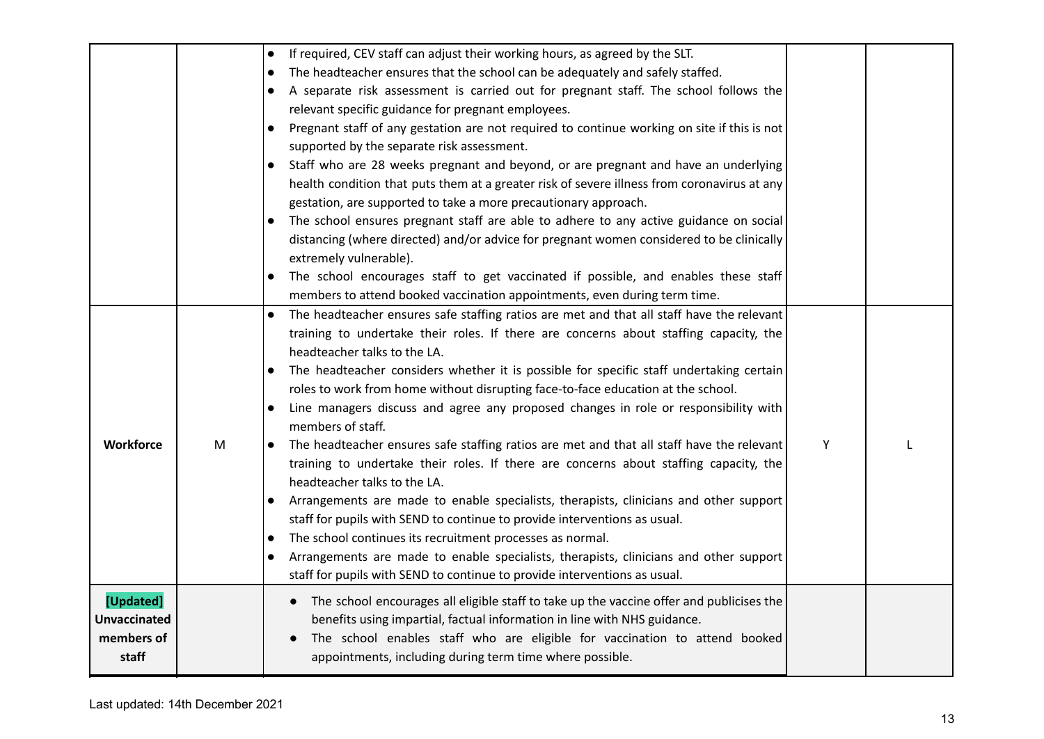| | | | | |
|---|---|---|---|---|
| | | • If required, CEV staff can adjust their working hours, as agreed by the SLT.<br>• The headteacher ensures that the school can be adequately and safely staffed.<br>• A separate risk assessment is carried out for pregnant staff. The school follows the relevant specific guidance for pregnant employees.<br>• Pregnant staff of any gestation are not required to continue working on site if this is not supported by the separate risk assessment.<br>• Staff who are 28 weeks pregnant and beyond, or are pregnant and have an underlying health condition that puts them at a greater risk of severe illness from coronavirus at any gestation, are supported to take a more precautionary approach.<br>• The school ensures pregnant staff are able to adhere to any active guidance on social distancing (where directed) and/or advice for pregnant women considered to be clinically extremely vulnerable).<br>• The school encourages staff to get vaccinated if possible, and enables these staff members to attend booked vaccination appointments, even during term time. | | |
| **Workforce** | M | • The headteacher ensures safe staffing ratios are met and that all staff have the relevant training to undertake their roles. If there are concerns about staffing capacity, the headteacher talks to the LA.<br>• The headteacher considers whether it is possible for specific staff undertaking certain roles to work from home without disrupting face-to-face education at the school.<br>• Line managers discuss and agree any proposed changes in role or responsibility with members of staff.<br>• The headteacher ensures safe staffing ratios are met and that all staff have the relevant training to undertake their roles. If there are concerns about staffing capacity, the headteacher talks to the LA.<br>• Arrangements are made to enable specialists, therapists, clinicians and other support staff for pupils with SEND to continue to provide interventions as usual.<br>• The school continues its recruitment processes as normal.<br>• Arrangements are made to enable specialists, therapists, clinicians and other support staff for pupils with SEND to continue to provide interventions as usual. | Y | L |
| **[Updated] Unvaccinated members of staff** | | • The school encourages all eligible staff to take up the vaccine offer and publicises the benefits using impartial, factual information in line with NHS guidance.<br>• The school enables staff who are eligible for vaccination to attend booked appointments, including during term time where possible. | | |

Last updated: 14th December 2021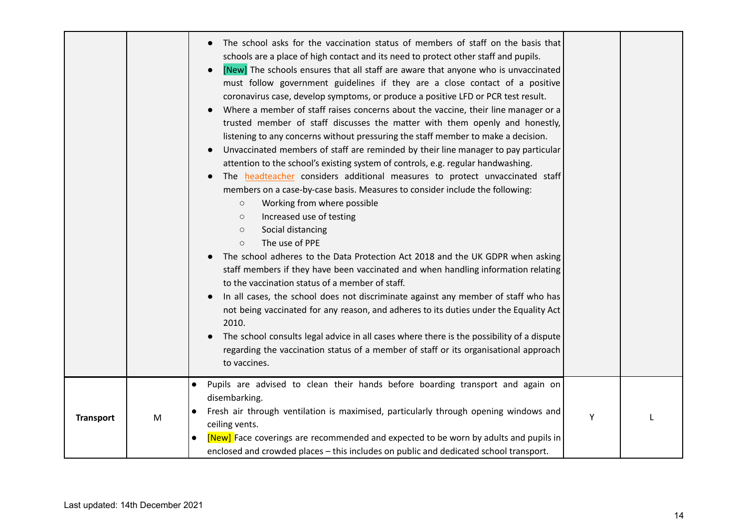| | | | | |
|---|---|---|---|---|
| | | • The school asks for the vaccination status of members of staff on the basis that schools are a place of high contact and its need to protect other staff and pupils.<br>• [New] The schools ensures that all staff are aware that anyone who is unvaccinated must follow government guidelines if they are a close contact of a positive coronavirus case, develop symptoms, or produce a positive LFD or PCR test result.<br>• Where a member of staff raises concerns about the vaccine, their line manager or a trusted member of staff discusses the matter with them openly and honestly, listening to any concerns without pressuring the staff member to make a decision.<br>• Unvaccinated members of staff are reminded by their line manager to pay particular attention to the school's existing system of controls, e.g. regular handwashing.<br>• The headteacher considers additional measures to protect unvaccinated staff members on a case-by-case basis. Measures to consider include the following:<br>&nbsp;&nbsp;○ Working from where possible<br>&nbsp;&nbsp;○ Increased use of testing<br>&nbsp;&nbsp;○ Social distancing<br>&nbsp;&nbsp;○ The use of PPE<br>• The school adheres to the Data Protection Act 2018 and the UK GDPR when asking staff members if they have been vaccinated and when handling information relating to the vaccination status of a member of staff.<br>• In all cases, the school does not discriminate against any member of staff who has not being vaccinated for any reason, and adheres to its duties under the Equality Act 2010.<br>• The school consults legal advice in all cases where there is the possibility of a dispute regarding the vaccination status of a member of staff or its organisational approach to vaccines. | | |
| **Transport** | M | • Pupils are advised to clean their hands before boarding transport and again on disembarking.<br>• Fresh air through ventilation is maximised, particularly through opening windows and ceiling vents.<br>• [New] Face coverings are recommended and expected to be worn by adults and pupils in enclosed and crowded places – this includes on public and dedicated school transport. | Y | L |

Last updated: 14th December 2021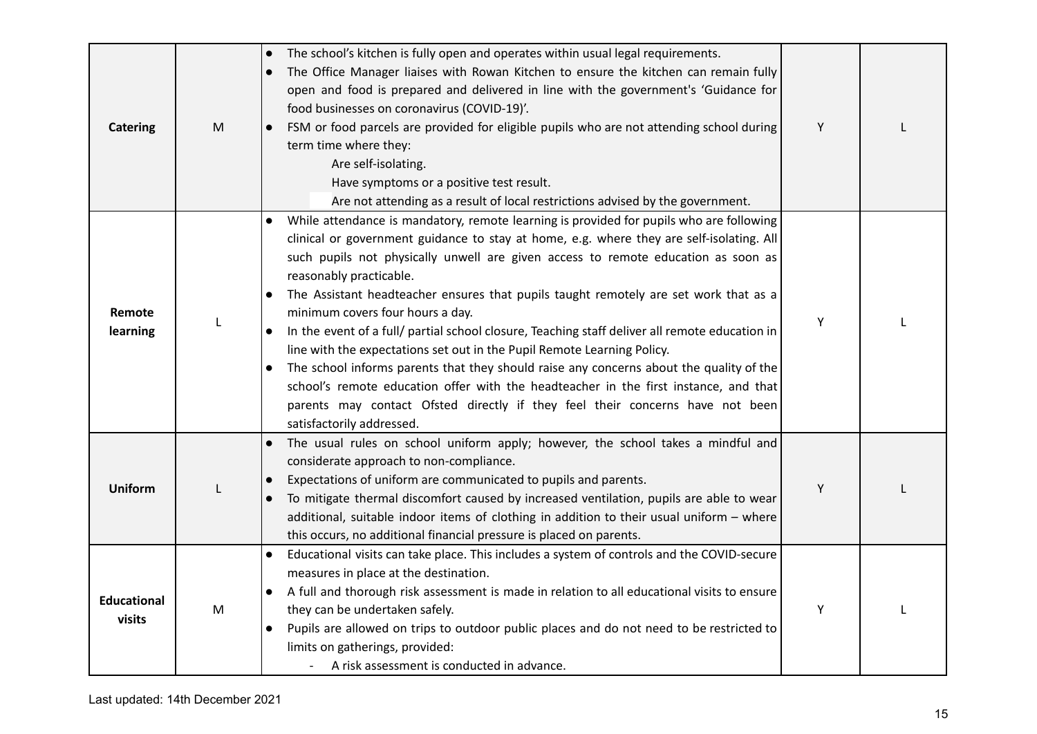| | | | | |
|---|---|---|---|---|
| **Catering** | M | • The school's kitchen is fully open and operates within usual legal requirements.<br>• The Office Manager liaises with Rowan Kitchen to ensure the kitchen can remain fully open and food is prepared and delivered in line with the government's 'Guidance for food businesses on coronavirus (COVID-19)'.<br>• FSM or food parcels are provided for eligible pupils who are not attending school during term time where they:<br>Are self-isolating.<br>Have symptoms or a positive test result.<br>Are not attending as a result of local restrictions advised by the government. | Y | L |
| **Remote learning** | L | • While attendance is mandatory, remote learning is provided for pupils who are following clinical or government guidance to stay at home, e.g. where they are self-isolating. All such pupils not physically unwell are given access to remote education as soon as reasonably practicable.<br>• The Assistant headteacher ensures that pupils taught remotely are set work that as a minimum covers four hours a day.<br>• In the event of a full/ partial school closure, Teaching staff deliver all remote education in line with the expectations set out in the Pupil Remote Learning Policy.<br>• The school informs parents that they should raise any concerns about the quality of the school's remote education offer with the headteacher in the first instance, and that parents may contact Ofsted directly if they feel their concerns have not been satisfactorily addressed. | Y | L |
| **Uniform** | L | • The usual rules on school uniform apply; however, the school takes a mindful and considerate approach to non-compliance.<br>• Expectations of uniform are communicated to pupils and parents.<br>• To mitigate thermal discomfort caused by increased ventilation, pupils are able to wear additional, suitable indoor items of clothing in addition to their usual uniform – where this occurs, no additional financial pressure is placed on parents. | Y | L |
| **Educational visits** | M | • Educational visits can take place. This includes a system of controls and the COVID-secure measures in place at the destination.<br>• A full and thorough risk assessment is made in relation to all educational visits to ensure they can be undertaken safely.<br>• Pupils are allowed on trips to outdoor public places and do not need to be restricted to limits on gatherings, provided:<br>- A risk assessment is conducted in advance. | Y | L |

Last updated: 14th December 2021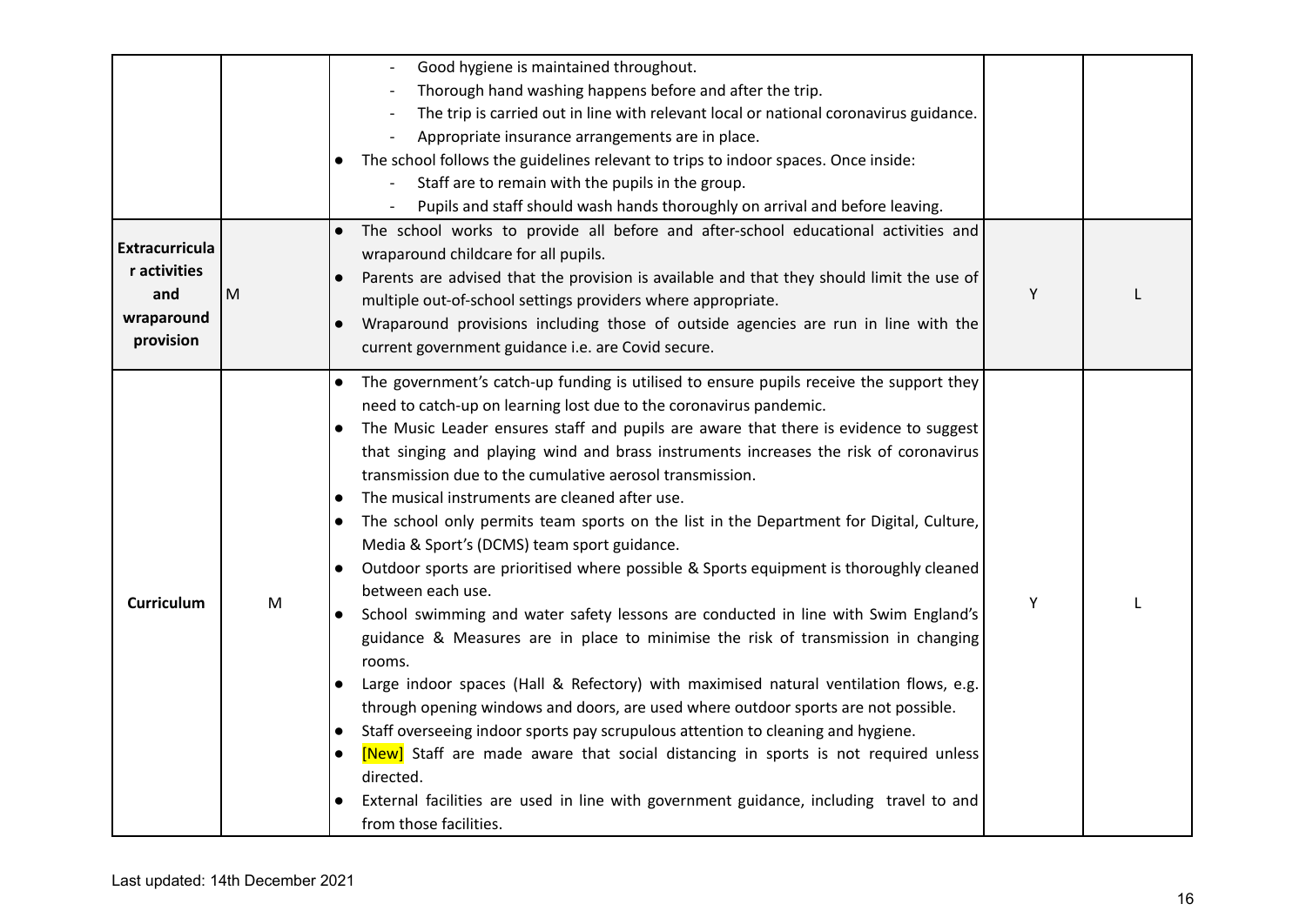| | | | | |
|---|---|---|---|---|
| | | - Good hygiene is maintained throughout.<br>- Thorough hand washing happens before and after the trip.<br>- The trip is carried out in line with relevant local or national coronavirus guidance.<br>- Appropriate insurance arrangements are in place.<br>● The school follows the guidelines relevant to trips to indoor spaces. Once inside:<br>- Staff are to remain with the pupils in the group.<br>- Pupils and staff should wash hands thoroughly on arrival and before leaving. | | |
| **Extracurricular activities and wraparound provision** | M | ● The school works to provide all before and after-school educational activities and wraparound childcare for all pupils.<br>● Parents are advised that the provision is available and that they should limit the use of multiple out-of-school settings providers where appropriate.<br>● Wraparound provisions including those of outside agencies are run in line with the current government guidance i.e. are Covid secure. | Y | L |
| **Curriculum** | M | ● The government's catch-up funding is utilised to ensure pupils receive the support they need to catch-up on learning lost due to the coronavirus pandemic.<br>● The Music Leader ensures staff and pupils are aware that there is evidence to suggest that singing and playing wind and brass instruments increases the risk of coronavirus transmission due to the cumulative aerosol transmission.<br>● The musical instruments are cleaned after use.<br>● The school only permits team sports on the list in the Department for Digital, Culture, Media & Sport's (DCMS) team sport guidance.<br>● Outdoor sports are prioritised where possible & Sports equipment is thoroughly cleaned between each use.<br>● School swimming and water safety lessons are conducted in line with Swim England's guidance & Measures are in place to minimise the risk of transmission in changing rooms.<br>● Large indoor spaces (Hall & Refectory) with maximised natural ventilation flows, e.g. through opening windows and doors, are used where outdoor sports are not possible.<br>● Staff overseeing indoor sports pay scrupulous attention to cleaning and hygiene.<br>● [New] Staff are made aware that social distancing in sports is not required unless directed.<br>● External facilities are used in line with government guidance, including travel to and from those facilities. | Y | L |

Last updated: 14th December 2021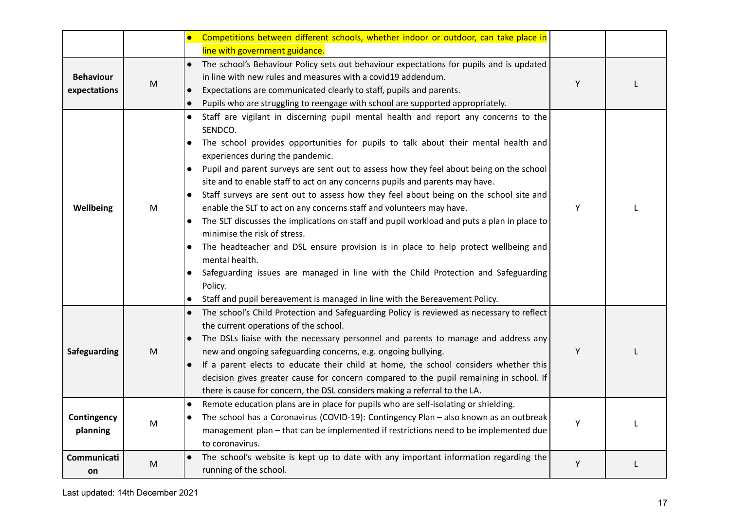| | | | | |
|---|---|---|---|---|
| | | • Competitions between different schools, whether indoor or outdoor, can take place in line with government guidance. | | |
| **Behaviour expectations** | M | • The school's Behaviour Policy sets out behaviour expectations for pupils and is updated in line with new rules and measures with a covid19 addendum.<br>• Expectations are communicated clearly to staff, pupils and parents.<br>• Pupils who are struggling to reengage with school are supported appropriately. | Y | L |
| **Wellbeing** | M | • Staff are vigilant in discerning pupil mental health and report any concerns to the SENDCO.<br>• The school provides opportunities for pupils to talk about their mental health and experiences during the pandemic.<br>• Pupil and parent surveys are sent out to assess how they feel about being on the school site and to enable staff to act on any concerns pupils and parents may have.<br>• Staff surveys are sent out to assess how they feel about being on the school site and enable the SLT to act on any concerns staff and volunteers may have.<br>• The SLT discusses the implications on staff and pupil workload and puts a plan in place to minimise the risk of stress.<br>• The headteacher and DSL ensure provision is in place to help protect wellbeing and mental health.<br>• Safeguarding issues are managed in line with the Child Protection and Safeguarding Policy.<br>• Staff and pupil bereavement is managed in line with the Bereavement Policy. | Y | L |
| **Safeguarding** | M | • The school's Child Protection and Safeguarding Policy is reviewed as necessary to reflect the current operations of the school.<br>• The DSLs liaise with the necessary personnel and parents to manage and address any new and ongoing safeguarding concerns, e.g. ongoing bullying.<br>• If a parent elects to educate their child at home, the school considers whether this decision gives greater cause for concern compared to the pupil remaining in school. If there is cause for concern, the DSL considers making a referral to the LA. | Y | L |
| **Contingency planning** | M | • Remote education plans are in place for pupils who are self-isolating or shielding.<br>• The school has a Coronavirus (COVID-19): Contingency Plan – also known as an outbreak management plan – that can be implemented if restrictions need to be implemented due to coronavirus. | Y | L |
| **Communication** | M | • The school's website is kept up to date with any important information regarding the running of the school. | Y | L |

Last updated: 14th December 2021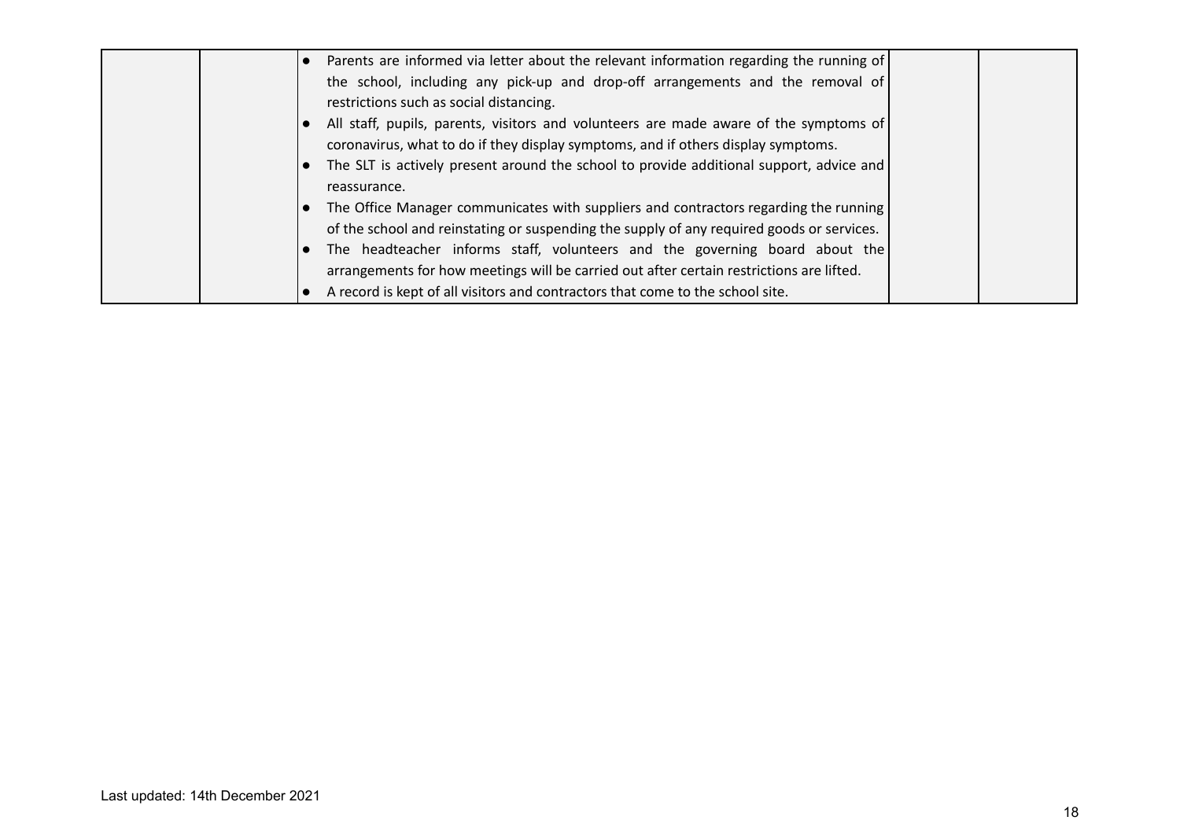| | | | | |
|---|---|---|---|---|
| | | • Parents are informed via letter about the relevant information regarding the running of the school, including any pick-up and drop-off arrangements and the removal of restrictions such as social distancing.<br>• All staff, pupils, parents, visitors and volunteers are made aware of the symptoms of coronavirus, what to do if they display symptoms, and if others display symptoms.<br>• The SLT is actively present around the school to provide additional support, advice and reassurance.<br>• The Office Manager communicates with suppliers and contractors regarding the running of the school and reinstating or suspending the supply of any required goods or services.<br>• The headteacher informs staff, volunteers and the governing board about the arrangements for how meetings will be carried out after certain restrictions are lifted.<br>• A record is kept of all visitors and contractors that come to the school site. | | |

Last updated: 14th December 2021